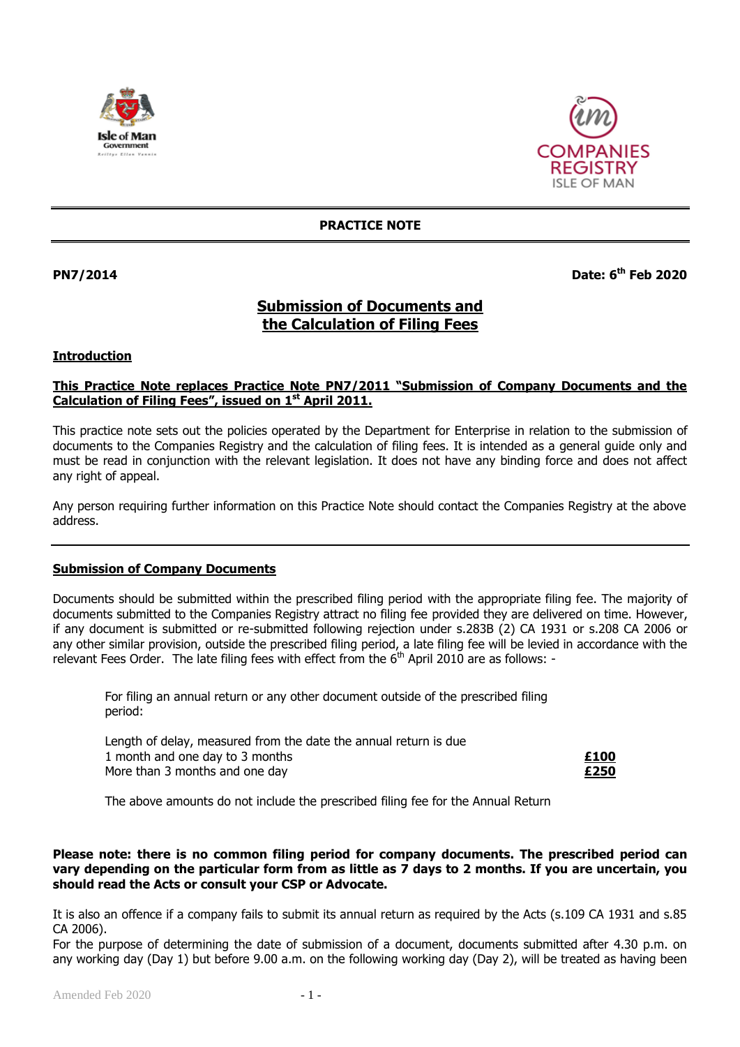**PRACTICE NOTE**

**PN7/2014** **Date: 6th Feb 2020**

# Submission of Documents and the Calculation of Filing Fees

## Introduction

**This Practice Note replaces Practice Note PN7/2011 "Submission of Company Documents and the Calculation of Filing Fees", issued on 1st April 2011.**

This practice note sets out the policies operated by the Department for Enterprise in relation to the submission of documents to the Companies Registry and the calculation of filing fees. It is intended as a general guide only and must be read in conjunction with the relevant legislation. It does not have any binding force and does not affect any right of appeal.

Any person requiring further information on this Practice Note should contact the Companies Registry at the above address.

---

## Submission of Company Documents

Documents should be submitted within the prescribed filing period with the appropriate filing fee. The majority of documents submitted to the Companies Registry attract no filing fee provided they are delivered on time. However, if any document is submitted or re-submitted following rejection under s.283B (2) CA 1931 or s.208 CA 2006 or any other similar provision, outside the prescribed filing period, a late filing fee will be levied in accordance with the relevant Fees Order. The late filing fees with effect from the 6th April 2010 are as follows: -

For filing an annual return or any other document outside of the prescribed filing period:

| Length of delay, measured from the date the annual return is due | |
|---|---|
| 1 month and one day to 3 months | **£100** |
| More than 3 months and one day | **£250** |

The above amounts do not include the prescribed filing fee for the Annual Return

**Please note: there is no common filing period for company documents. The prescribed period can vary depending on the particular form from as little as 7 days to 2 months. If you are uncertain, you should read the Acts or consult your CSP or Advocate.**

It is also an offence if a company fails to submit its annual return as required by the Acts (s.109 CA 1931 and s.85 CA 2006).

For the purpose of determining the date of submission of a document, documents submitted after 4.30 p.m. on any working day (Day 1) but before 9.00 a.m. on the following working day (Day 2), will be treated as having been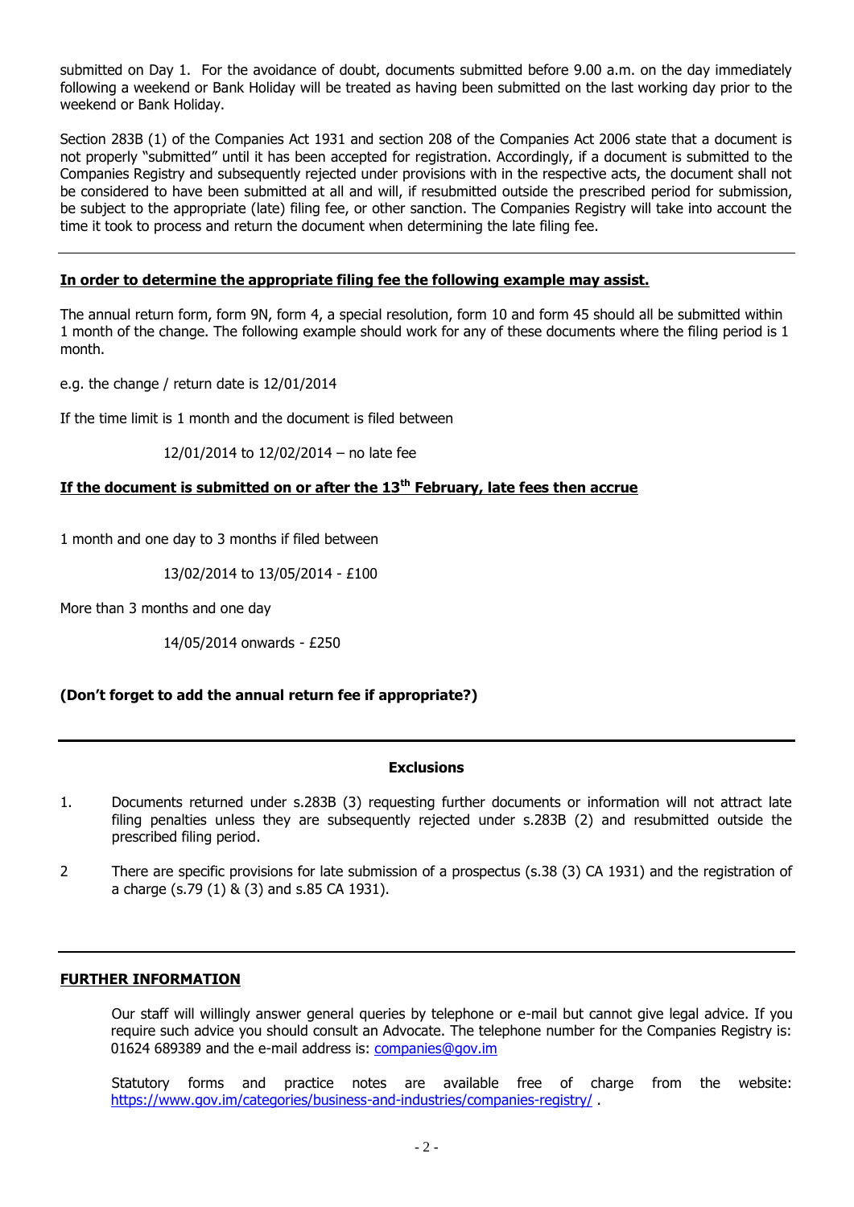submitted on Day 1. For the avoidance of doubt, documents submitted before 9.00 a.m. on the day immediately following a weekend or Bank Holiday will be treated as having been submitted on the last working day prior to the weekend or Bank Holiday.

Section 283B (1) of the Companies Act 1931 and section 208 of the Companies Act 2006 state that a document is not properly "submitted" until it has been accepted for registration. Accordingly, if a document is submitted to the Companies Registry and subsequently rejected under provisions with in the respective acts, the document shall not be considered to have been submitted at all and will, if resubmitted outside the prescribed period for submission, be subject to the appropriate (late) filing fee, or other sanction. The Companies Registry will take into account the time it took to process and return the document when determining the late filing fee.

---

**In order to determine the appropriate filing fee the following example may assist.**

The annual return form, form 9N, form 4, a special resolution, form 10 and form 45 should all be submitted within 1 month of the change. The following example should work for any of these documents where the filing period is 1 month.

e.g. the change / return date is 12/01/2014

If the time limit is 1 month and the document is filed between

12/01/2014 to 12/02/2014 – no late fee

**If the document is submitted on or after the 13th February, late fees then accrue**

1 month and one day to 3 months if filed between

13/02/2014 to 13/05/2014 - £100

More than 3 months and one day

14/05/2014 onwards - £250

**(Don't forget to add the annual return fee if appropriate?)**

---

**Exclusions**

1. Documents returned under s.283B (3) requesting further documents or information will not attract late filing penalties unless they are subsequently rejected under s.283B (2) and resubmitted outside the prescribed filing period.

2 There are specific provisions for late submission of a prospectus (s.38 (3) CA 1931) and the registration of a charge (s.79 (1) & (3) and s.85 CA 1931).

---

**FURTHER INFORMATION**

Our staff will willingly answer general queries by telephone or e-mail but cannot give legal advice. If you require such advice you should consult an Advocate. The telephone number for the Companies Registry is: 01624 689389 and the e-mail address is: companies@gov.im

Statutory forms and practice notes are available free of charge from the website: https://www.gov.im/categories/business-and-industries/companies-registry/ .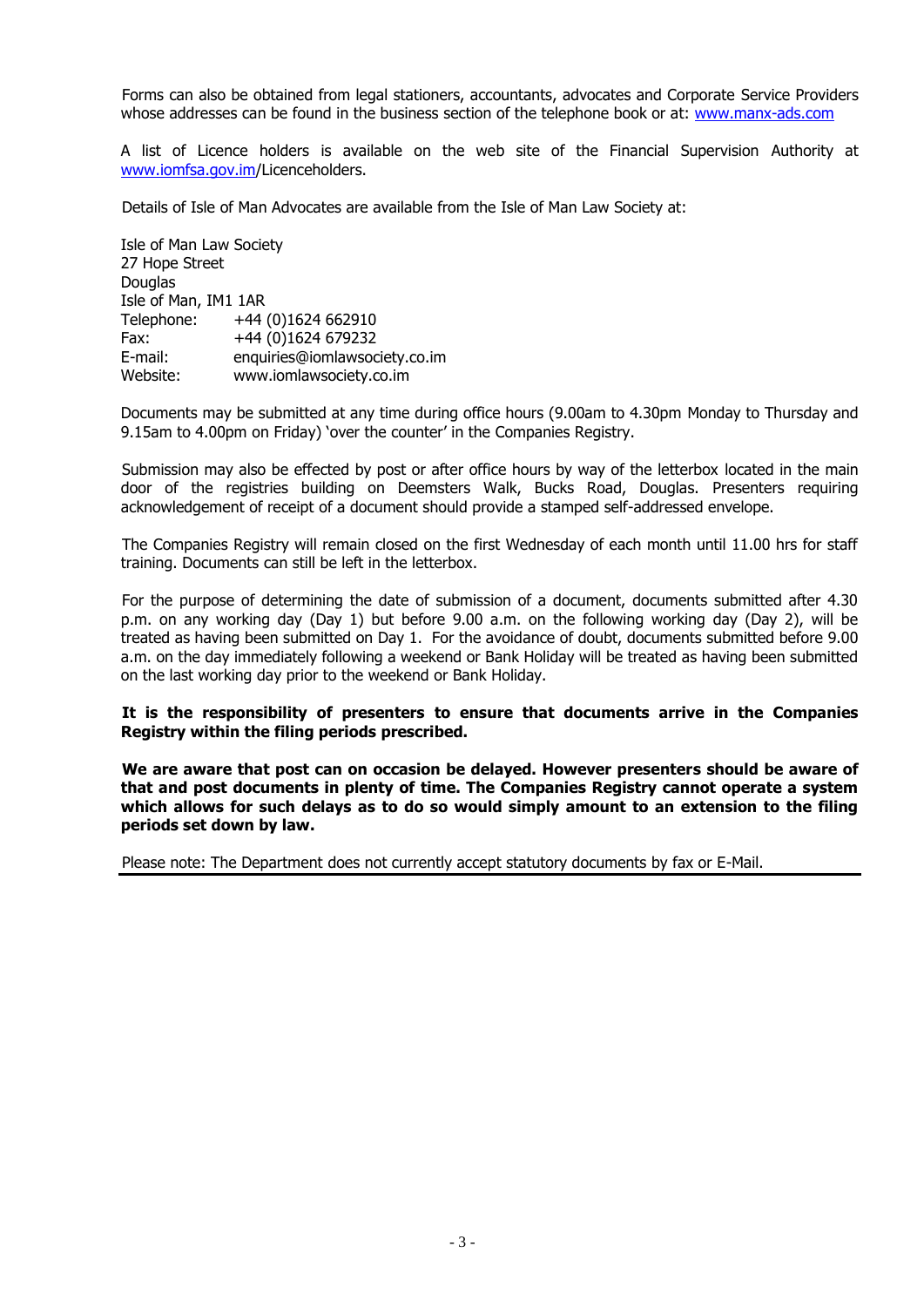Forms can also be obtained from legal stationers, accountants, advocates and Corporate Service Providers whose addresses can be found in the business section of the telephone book or at: www.manx-ads.com

A list of Licence holders is available on the web site of the Financial Supervision Authority at www.iomfsa.gov.im/Licenceholders.

Details of Isle of Man Advocates are available from the Isle of Man Law Society at:

Isle of Man Law Society
27 Hope Street
Douglas
Isle of Man, IM1 1AR

| | |
|---|---|
| Telephone: | +44 (0)1624 662910 |
| Fax: | +44 (0)1624 679232 |
| E-mail: | enquiries@iomlawsociety.co.im |
| Website: | www.iomlawsociety.co.im |

Documents may be submitted at any time during office hours (9.00am to 4.30pm Monday to Thursday and 9.15am to 4.00pm on Friday) 'over the counter' in the Companies Registry.

Submission may also be effected by post or after office hours by way of the letterbox located in the main door of the registries building on Deemsters Walk, Bucks Road, Douglas. Presenters requiring acknowledgement of receipt of a document should provide a stamped self-addressed envelope.

The Companies Registry will remain closed on the first Wednesday of each month until 11.00 hrs for staff training. Documents can still be left in the letterbox.

For the purpose of determining the date of submission of a document, documents submitted after 4.30 p.m. on any working day (Day 1) but before 9.00 a.m. on the following working day (Day 2), will be treated as having been submitted on Day 1. For the avoidance of doubt, documents submitted before 9.00 a.m. on the day immediately following a weekend or Bank Holiday will be treated as having been submitted on the last working day prior to the weekend or Bank Holiday.

**It is the responsibility of presenters to ensure that documents arrive in the Companies Registry within the filing periods prescribed.**

**We are aware that post can on occasion be delayed. However presenters should be aware of that and post documents in plenty of time. The Companies Registry cannot operate a system which allows for such delays as to do so would simply amount to an extension to the filing periods set down by law.**

Please note: The Department does not currently accept statutory documents by fax or E-Mail.